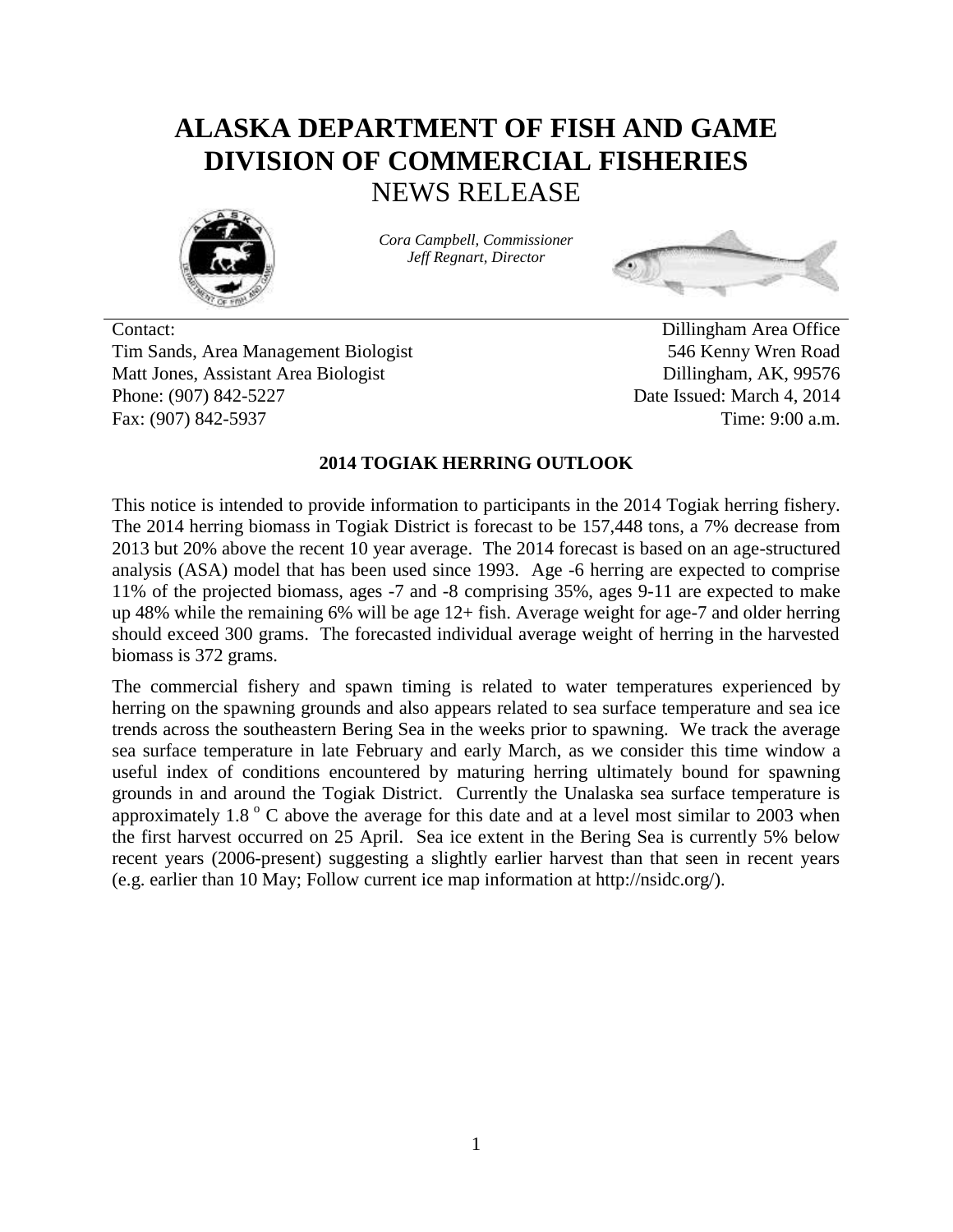# ALASKA DEPARTMENT OF FISH AND GAME
# DIVISION OF COMMERCIAL FISHERIES
## NEWS RELEASE

*Cora Campbell, Commissioner*
*Jeff Regnart, Director*

Contact:
Tim Sands, Area Management Biologist
Matt Jones, Assistant Area Biologist
Phone: (907) 842-5227
Fax: (907) 842-5937

Dillingham Area Office
546 Kenny Wren Road
Dillingham, AK, 99576
Date Issued: March 4, 2014
Time: 9:00 a.m.

**2014 TOGIAK HERRING OUTLOOK**

This notice is intended to provide information to participants in the 2014 Togiak herring fishery. The 2014 herring biomass in Togiak District is forecast to be 157,448 tons, a 7% decrease from 2013 but 20% above the recent 10 year average. The 2014 forecast is based on an age-structured analysis (ASA) model that has been used since 1993. Age -6 herring are expected to comprise 11% of the projected biomass, ages -7 and -8 comprising 35%, ages 9-11 are expected to make up 48% while the remaining 6% will be age 12+ fish. Average weight for age-7 and older herring should exceed 300 grams. The forecasted individual average weight of herring in the harvested biomass is 372 grams.

The commercial fishery and spawn timing is related to water temperatures experienced by herring on the spawning grounds and also appears related to sea surface temperature and sea ice trends across the southeastern Bering Sea in the weeks prior to spawning. We track the average sea surface temperature in late February and early March, as we consider this time window a useful index of conditions encountered by maturing herring ultimately bound for spawning grounds in and around the Togiak District. Currently the Unalaska sea surface temperature is approximately 1.8 $^{o}$ C above the average for this date and at a level most similar to 2003 when the first harvest occurred on 25 April. Sea ice extent in the Bering Sea is currently 5% below recent years (2006-present) suggesting a slightly earlier harvest than that seen in recent years (e.g. earlier than 10 May; Follow current ice map information at http://nsidc.org/).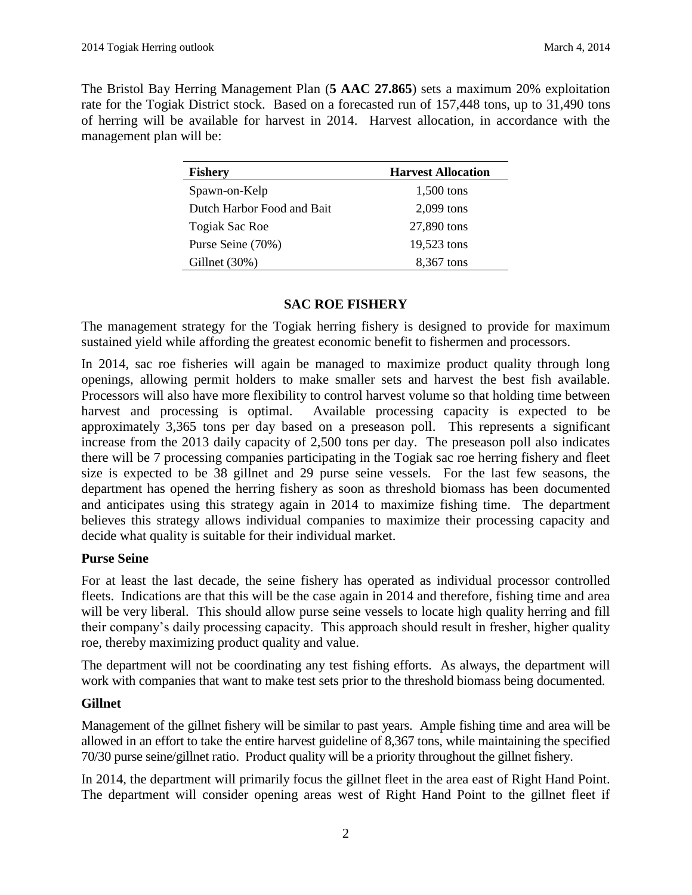The Bristol Bay Herring Management Plan (**5 AAC 27.865**) sets a maximum 20% exploitation rate for the Togiak District stock. Based on a forecasted run of 157,448 tons, up to 31,490 tons of herring will be available for harvest in 2014. Harvest allocation, in accordance with the management plan will be:

| Fishery | Harvest Allocation |
|---|---|
| Spawn-on-Kelp | 1,500 tons |
| Dutch Harbor Food and Bait | 2,099 tons |
| Togiak Sac Roe | 27,890 tons |
| Purse Seine (70%) | 19,523 tons |
| Gillnet (30%) | 8,367 tons |

## SAC ROE FISHERY

The management strategy for the Togiak herring fishery is designed to provide for maximum sustained yield while affording the greatest economic benefit to fishermen and processors.

In 2014, sac roe fisheries will again be managed to maximize product quality through long openings, allowing permit holders to make smaller sets and harvest the best fish available. Processors will also have more flexibility to control harvest volume so that holding time between harvest and processing is optimal. Available processing capacity is expected to be approximately 3,365 tons per day based on a preseason poll. This represents a significant increase from the 2013 daily capacity of 2,500 tons per day. The preseason poll also indicates there will be 7 processing companies participating in the Togiak sac roe herring fishery and fleet size is expected to be 38 gillnet and 29 purse seine vessels. For the last few seasons, the department has opened the herring fishery as soon as threshold biomass has been documented and anticipates using this strategy again in 2014 to maximize fishing time. The department believes this strategy allows individual companies to maximize their processing capacity and decide what quality is suitable for their individual market.

### Purse Seine

For at least the last decade, the seine fishery has operated as individual processor controlled fleets. Indications are that this will be the case again in 2014 and therefore, fishing time and area will be very liberal. This should allow purse seine vessels to locate high quality herring and fill their company's daily processing capacity. This approach should result in fresher, higher quality roe, thereby maximizing product quality and value.

The department will not be coordinating any test fishing efforts. As always, the department will work with companies that want to make test sets prior to the threshold biomass being documented.

### Gillnet

Management of the gillnet fishery will be similar to past years. Ample fishing time and area will be allowed in an effort to take the entire harvest guideline of 8,367 tons, while maintaining the specified 70/30 purse seine/gillnet ratio. Product quality will be a priority throughout the gillnet fishery.

In 2014, the department will primarily focus the gillnet fleet in the area east of Right Hand Point. The department will consider opening areas west of Right Hand Point to the gillnet fleet if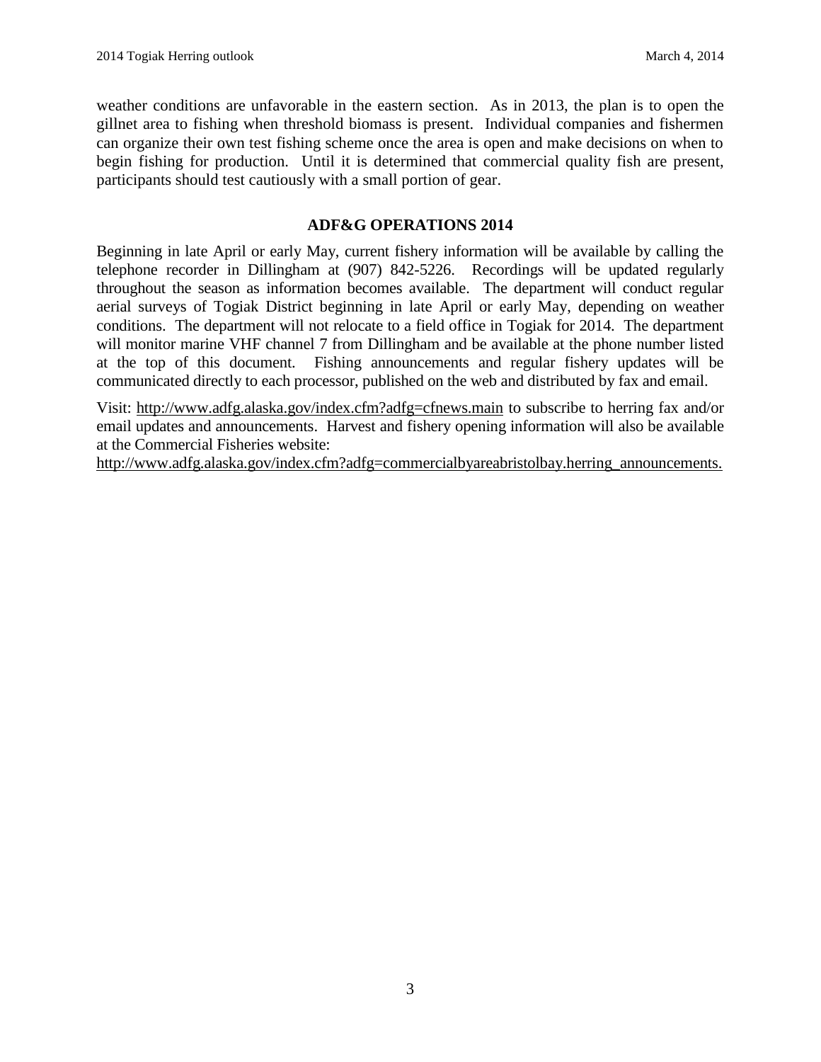weather conditions are unfavorable in the eastern section. As in 2013, the plan is to open the gillnet area to fishing when threshold biomass is present. Individual companies and fishermen can organize their own test fishing scheme once the area is open and make decisions on when to begin fishing for production. Until it is determined that commercial quality fish are present, participants should test cautiously with a small portion of gear.

## ADF&G OPERATIONS 2014

Beginning in late April or early May, current fishery information will be available by calling the telephone recorder in Dillingham at (907) 842-5226. Recordings will be updated regularly throughout the season as information becomes available. The department will conduct regular aerial surveys of Togiak District beginning in late April or early May, depending on weather conditions. The department will not relocate to a field office in Togiak for 2014. The department will monitor marine VHF channel 7 from Dillingham and be available at the phone number listed at the top of this document. Fishing announcements and regular fishery updates will be communicated directly to each processor, published on the web and distributed by fax and email.

Visit: http://www.adfg.alaska.gov/index.cfm?adfg=cfnews.main to subscribe to herring fax and/or email updates and announcements. Harvest and fishery opening information will also be available at the Commercial Fisheries website:
http://www.adfg.alaska.gov/index.cfm?adfg=commercialbyareabristolbay.herring_announcements.